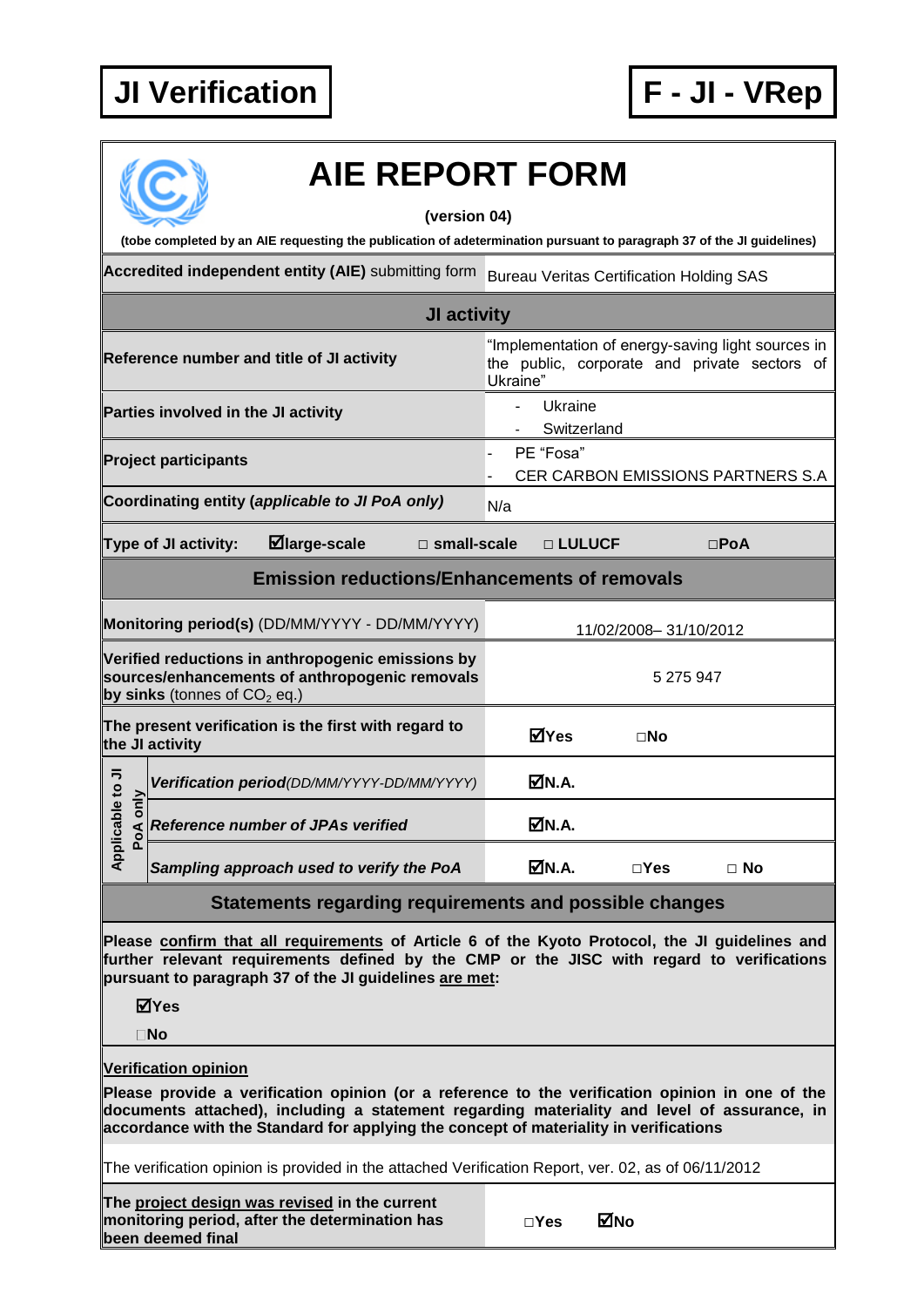# JI Verification

# F - JI - VRep

# AIE REPORT FORM

**(version 04)**

**(tobe completed by an AIE requesting the publication of adetermination pursuant to paragraph 37 of the JI guidelines)**

| | |
|---|---|
| **Accredited independent entity (AIE)** submitting form | Bureau Veritas Certification Holding SAS |
| **JI activity** | |
| **Reference number and title of JI activity** | "Implementation of energy-saving light sources in the public, corporate and private sectors of Ukraine" |
| **Parties involved in the JI activity** | - Ukraine<br>- Switzerland |
| **Project participants** | - PE "Fosa"<br>- CER CARBON EMISSIONS PARTNERS S.A |
| **Coordinating entity** ***(applicable to JI PoA only)*** | N/a |
| **Type of JI activity:** ☑**large-scale** □ **small-scale** □ **LULUCF** □**PoA** | |
| **Emission reductions/Enhancements of removals** | |
| **Monitoring period(s)** (DD/MM/YYYY - DD/MM/YYYY) | 11/02/2008– 31/10/2012 |
| **Verified reductions in anthropogenic emissions by sources/enhancements of anthropogenic removals by sinks** (tonnes of $CO_2$ eq.) | 5 275 947 |
| **The present verification is the first with regard to the JI activity** | ☑**Yes** □**No** |
| *Applicable to JI PoA only:* ***Verification period****(DD/MM/YYYY-DD/MM/YYYY)* | ☑**N.A.** |
| *Applicable to JI PoA only:* ***Reference number of JPAs verified*** | ☑**N.A.** |
| *Applicable to JI PoA only:* ***Sampling approach used to verify the PoA*** | ☑**N.A.** □**Yes** □ **No** |

## Statements regarding requirements and possible changes

**Please confirm that all requirements of Article 6 of the Kyoto Protocol, the JI guidelines and further relevant requirements defined by the CMP or the JISC with regard to verifications pursuant to paragraph 37 of the JI guidelines are met:**

☑**Yes**

□**No**

**Verification opinion**

**Please provide a verification opinion (or a reference to the verification opinion in one of the documents attached), including a statement regarding materiality and level of assurance, in accordance with the Standard for applying the concept of materiality in verifications**

The verification opinion is provided in the attached Verification Report, ver. 02, as of 06/11/2012

| | |
|---|---|
| **The project design was revised in the current monitoring period, after the determination has been deemed final** | □**Yes** ☑**No** |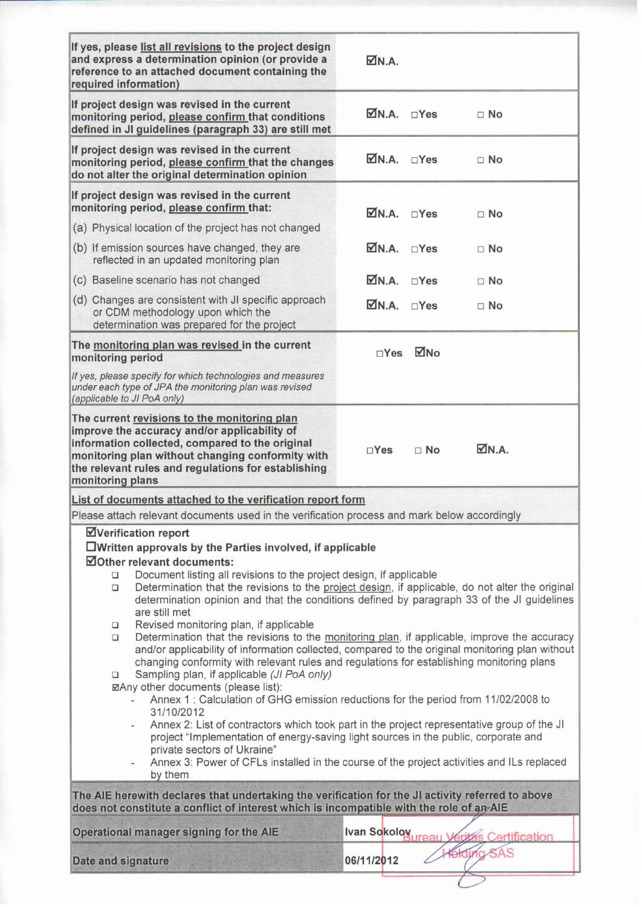| | |
|---|---|
| If yes, please list all revisions to the project design and express a determination opinion (or provide a reference to an attached document containing the required information) | ☑N.A. |
| If project design was revised in the current monitoring period, please confirm that conditions defined in JI guidelines (paragraph 33) are still met | ☑N.A. ☐Yes ☐ No |
| If project design was revised in the current monitoring period, please confirm that the changes do not alter the original determination opinion | ☑N.A. ☐Yes ☐ No |
| If project design was revised in the current monitoring period, please confirm that: | |
| (a) Physical location of the project has not changed | ☑N.A. ☐Yes ☐ No |
| (b) If emission sources have changed, they are reflected in an updated monitoring plan | ☑N.A. ☐Yes ☐ No |
| (c) Baseline scenario has not changed | ☑N.A. ☐Yes ☐ No |
| (d) Changes are consistent with JI specific approach or CDM methodology upon which the determination was prepared for the project | ☑N.A. ☐Yes ☐ No |
| The monitoring plan was revised in the current monitoring period<br>*If yes, please specify for which technologies and measures under each type of JPA the monitoring plan was revised (applicable to JI PoA only)* | ☐Yes ☑No |
| The current revisions to the monitoring plan improve the accuracy and/or applicability of information collected, compared to the original monitoring plan without changing conformity with the relevant rules and regulations for establishing monitoring plans | ☐Yes ☐ No ☑N.A. |

**List of documents attached to the verification report form**

Please attach relevant documents used in the verification process and mark below accordingly

☑**Verification report**

☐**Written approvals by the Parties involved, if applicable**

☑**Other relevant documents:**

- ☐ Document listing all revisions to the project design, if applicable
- ☐ Determination that the revisions to the project design, if applicable, do not alter the original determination opinion and that the conditions defined by paragraph 33 of the JI guidelines are still met
- ☐ Revised monitoring plan, if applicable
- ☐ Determination that the revisions to the monitoring plan, if applicable, improve the accuracy and/or applicability of information collected, compared to the original monitoring plan without changing conformity with relevant rules and regulations for establishing monitoring plans
- ☐ Sampling plan, if applicable *(JI PoA only)*

☑Any other documents (please list):

- Annex 1 : Calculation of GHG emission reductions for the period from 11/02/2008 to 31/10/2012
- Annex 2: List of contractors which took part in the project representative group of the JI project "Implementation of energy-saving light sources in the public, corporate and private sectors of Ukraine"
- Annex 3: Power of CFLs installed in the course of the project activities and ILs replaced by them

**The AIE herewith declares that undertaking the verification for the JI activity referred to above does not constitute a conflict of interest which is incompatible with the role of an AIE**

| | |
|---|---|
| **Operational manager signing for the AIE** | **Ivan Sokolov** |
| **Date and signature** | **06/11/2012** |